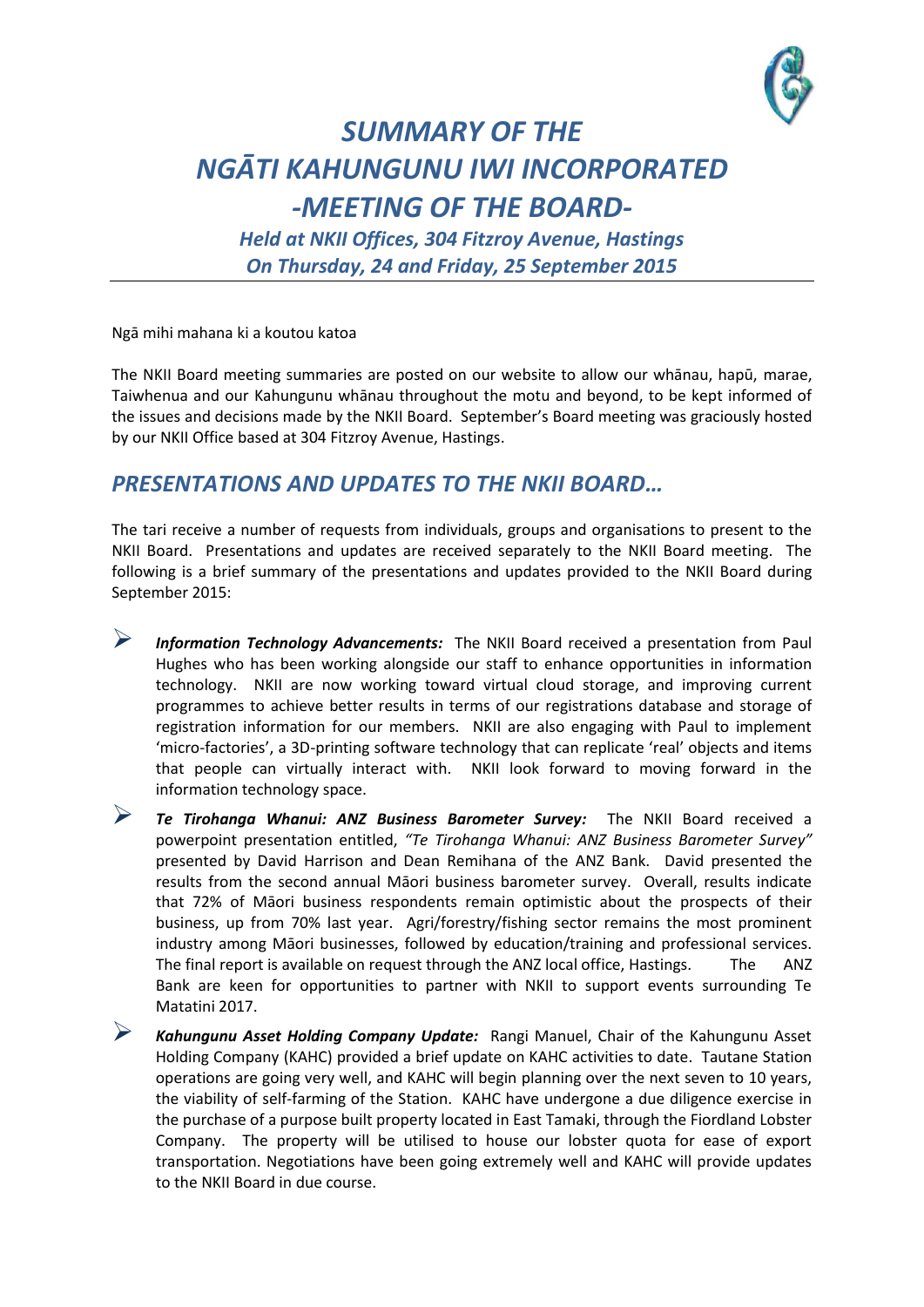# *SUMMARY OF THE NGĀTI KAHUNGUNU IWI INCORPORATED -MEETING OF THE BOARD-*

### *Held at NKII Offices, 304 Fitzroy Avenue, Hastings On Thursday, 24 and Friday, 25 September 2015*

---

Ngā mihi mahana ki a koutou katoa

The NKII Board meeting summaries are posted on our website to allow our whānau, hapū, marae, Taiwhenua and our Kahungunu whānau throughout the motu and beyond, to be kept informed of the issues and decisions made by the NKII Board. September's Board meeting was graciously hosted by our NKII Office based at 304 Fitzroy Avenue, Hastings.

## *PRESENTATIONS AND UPDATES TO THE NKII BOARD…*

The tari receive a number of requests from individuals, groups and organisations to present to the NKII Board. Presentations and updates are received separately to the NKII Board meeting. The following is a brief summary of the presentations and updates provided to the NKII Board during September 2015:

- ***Information Technology Advancements:*** The NKII Board received a presentation from Paul Hughes who has been working alongside our staff to enhance opportunities in information technology. NKII are now working toward virtual cloud storage, and improving current programmes to achieve better results in terms of our registrations database and storage of registration information for our members. NKII are also engaging with Paul to implement 'micro-factories', a 3D-printing software technology that can replicate 'real' objects and items that people can virtually interact with. NKII look forward to moving forward in the information technology space.

- ***Te Tirohanga Whanui: ANZ Business Barometer Survey:*** The NKII Board received a powerpoint presentation entitled, *"Te Tirohanga Whanui: ANZ Business Barometer Survey"* presented by David Harrison and Dean Remihana of the ANZ Bank. David presented the results from the second annual Māori business barometer survey. Overall, results indicate that 72% of Māori business respondents remain optimistic about the prospects of their business, up from 70% last year. Agri/forestry/fishing sector remains the most prominent industry among Māori businesses, followed by education/training and professional services. The final report is available on request through the ANZ local office, Hastings. The ANZ Bank are keen for opportunities to partner with NKII to support events surrounding Te Matatini 2017.

- ***Kahungunu Asset Holding Company Update:*** Rangi Manuel, Chair of the Kahungunu Asset Holding Company (KAHC) provided a brief update on KAHC activities to date. Tautane Station operations are going very well, and KAHC will begin planning over the next seven to 10 years, the viability of self-farming of the Station. KAHC have undergone a due diligence exercise in the purchase of a purpose built property located in East Tamaki, through the Fiordland Lobster Company. The property will be utilised to house our lobster quota for ease of export transportation. Negotiations have been going extremely well and KAHC will provide updates to the NKII Board in due course.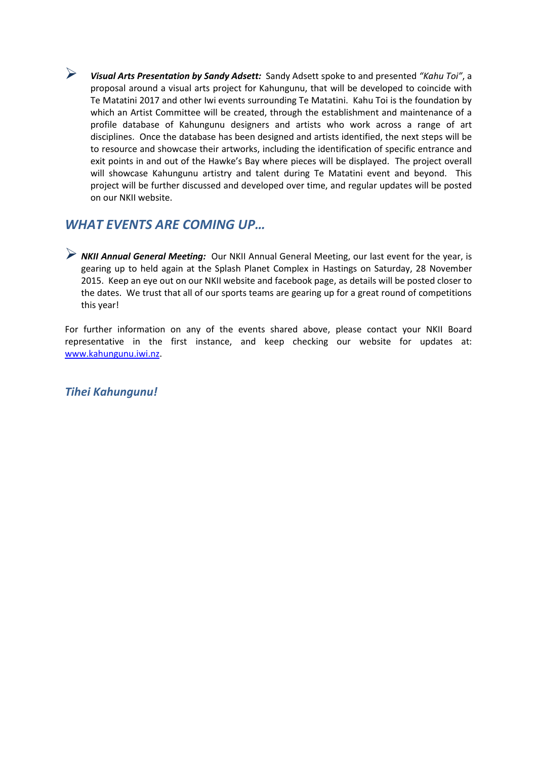- ***Visual Arts Presentation by Sandy Adsett:*** Sandy Adsett spoke to and presented *"Kahu Toi"*, a proposal around a visual arts project for Kahungunu, that will be developed to coincide with Te Matatini 2017 and other Iwi events surrounding Te Matatini. Kahu Toi is the foundation by which an Artist Committee will be created, through the establishment and maintenance of a profile database of Kahungunu designers and artists who work across a range of art disciplines. Once the database has been designed and artists identified, the next steps will be to resource and showcase their artworks, including the identification of specific entrance and exit points in and out of the Hawke's Bay where pieces will be displayed. The project overall will showcase Kahungunu artistry and talent during Te Matatini event and beyond. This project will be further discussed and developed over time, and regular updates will be posted on our NKII website.

## *WHAT EVENTS ARE COMING UP…*

- ***NKII Annual General Meeting:*** Our NKII Annual General Meeting, our last event for the year, is gearing up to held again at the Splash Planet Complex in Hastings on Saturday, 28 November 2015. Keep an eye out on our NKII website and facebook page, as details will be posted closer to the dates. We trust that all of our sports teams are gearing up for a great round of competitions this year!

For further information on any of the events shared above, please contact your NKII Board representative in the first instance, and keep checking our website for updates at: [www.kahungunu.iwi.nz](http://www.kahungunu.iwi.nz).

### *Tihei Kahungunu!*